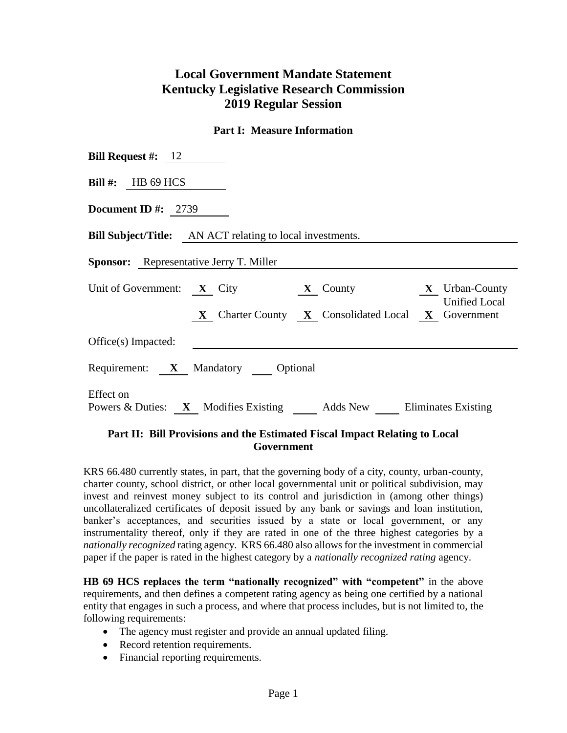# Local Government Mandate Statement
# Kentucky Legislative Research Commission
# 2019 Regular Session

## Part I: Measure Information

**Bill Request #:** 12

**Bill #:** HB 69 HCS

**Document ID #:** 2739

**Bill Subject/Title:** AN ACT relating to local investments.

**Sponsor:** Representative Jerry T. Miller

Unit of Government: **X** City **X** County **X** Urban-County Unified Local Government **X** Charter County **X** Consolidated Local **X** Government

Office(s) Impacted:

Requirement: **X** Mandatory ___ Optional

Effect on Powers & Duties: **X** Modifies Existing ___ Adds New ___ Eliminates Existing

## Part II: Bill Provisions and the Estimated Fiscal Impact Relating to Local Government

KRS 66.480 currently states, in part, that the governing body of a city, county, urban-county, charter county, school district, or other local governmental unit or political subdivision, may invest and reinvest money subject to its control and jurisdiction in (among other things) uncollateralized certificates of deposit issued by any bank or savings and loan institution, banker's acceptances, and securities issued by a state or local government, or any instrumentality thereof, only if they are rated in one of the three highest categories by a *nationally recognized* rating agency. KRS 66.480 also allows for the investment in commercial paper if the paper is rated in the highest category by a *nationally recognized rating* agency.

**HB 69 HCS replaces the term "nationally recognized" with "competent"** in the above requirements, and then defines a competent rating agency as being one certified by a national entity that engages in such a process, and where that process includes, but is not limited to, the following requirements:

- The agency must register and provide an annual updated filing.
- Record retention requirements.
- Financial reporting requirements.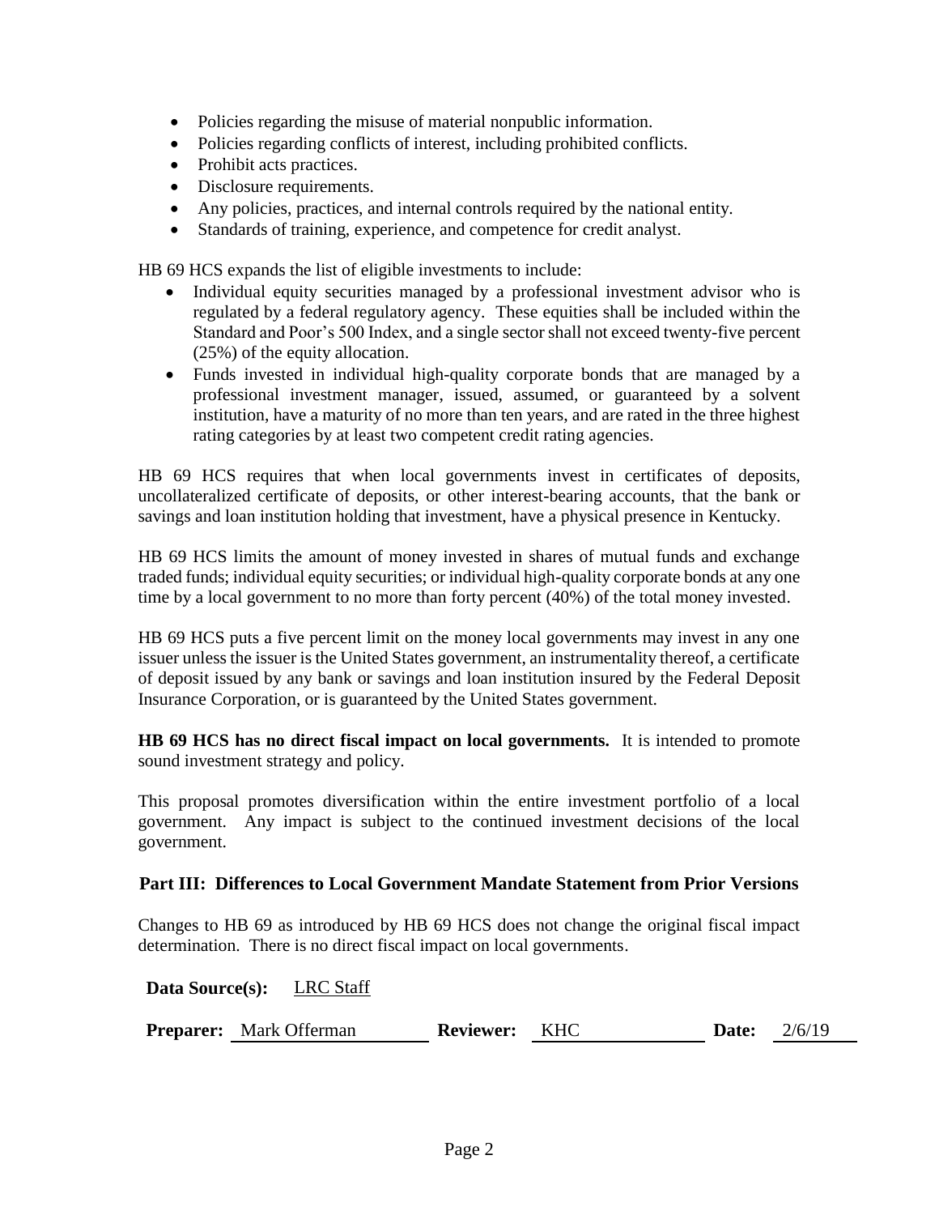- Policies regarding the misuse of material nonpublic information.
- Policies regarding conflicts of interest, including prohibited conflicts.
- Prohibit acts practices.
- Disclosure requirements.
- Any policies, practices, and internal controls required by the national entity.
- Standards of training, experience, and competence for credit analyst.

HB 69 HCS expands the list of eligible investments to include:

- Individual equity securities managed by a professional investment advisor who is regulated by a federal regulatory agency. These equities shall be included within the Standard and Poor's 500 Index, and a single sector shall not exceed twenty-five percent (25%) of the equity allocation.
- Funds invested in individual high-quality corporate bonds that are managed by a professional investment manager, issued, assumed, or guaranteed by a solvent institution, have a maturity of no more than ten years, and are rated in the three highest rating categories by at least two competent credit rating agencies.

HB 69 HCS requires that when local governments invest in certificates of deposits, uncollateralized certificate of deposits, or other interest-bearing accounts, that the bank or savings and loan institution holding that investment, have a physical presence in Kentucky.

HB 69 HCS limits the amount of money invested in shares of mutual funds and exchange traded funds; individual equity securities; or individual high-quality corporate bonds at any one time by a local government to no more than forty percent (40%) of the total money invested.

HB 69 HCS puts a five percent limit on the money local governments may invest in any one issuer unless the issuer is the United States government, an instrumentality thereof, a certificate of deposit issued by any bank or savings and loan institution insured by the Federal Deposit Insurance Corporation, or is guaranteed by the United States government.

**HB 69 HCS has no direct fiscal impact on local governments.** It is intended to promote sound investment strategy and policy.

This proposal promotes diversification within the entire investment portfolio of a local government. Any impact is subject to the continued investment decisions of the local government.

## Part III: Differences to Local Government Mandate Statement from Prior Versions

Changes to HB 69 as introduced by HB 69 HCS does not change the original fiscal impact determination. There is no direct fiscal impact on local governments.

**Data Source(s):** LRC Staff

**Preparer:** Mark Offerman **Reviewer:** KHC **Date:** 2/6/19